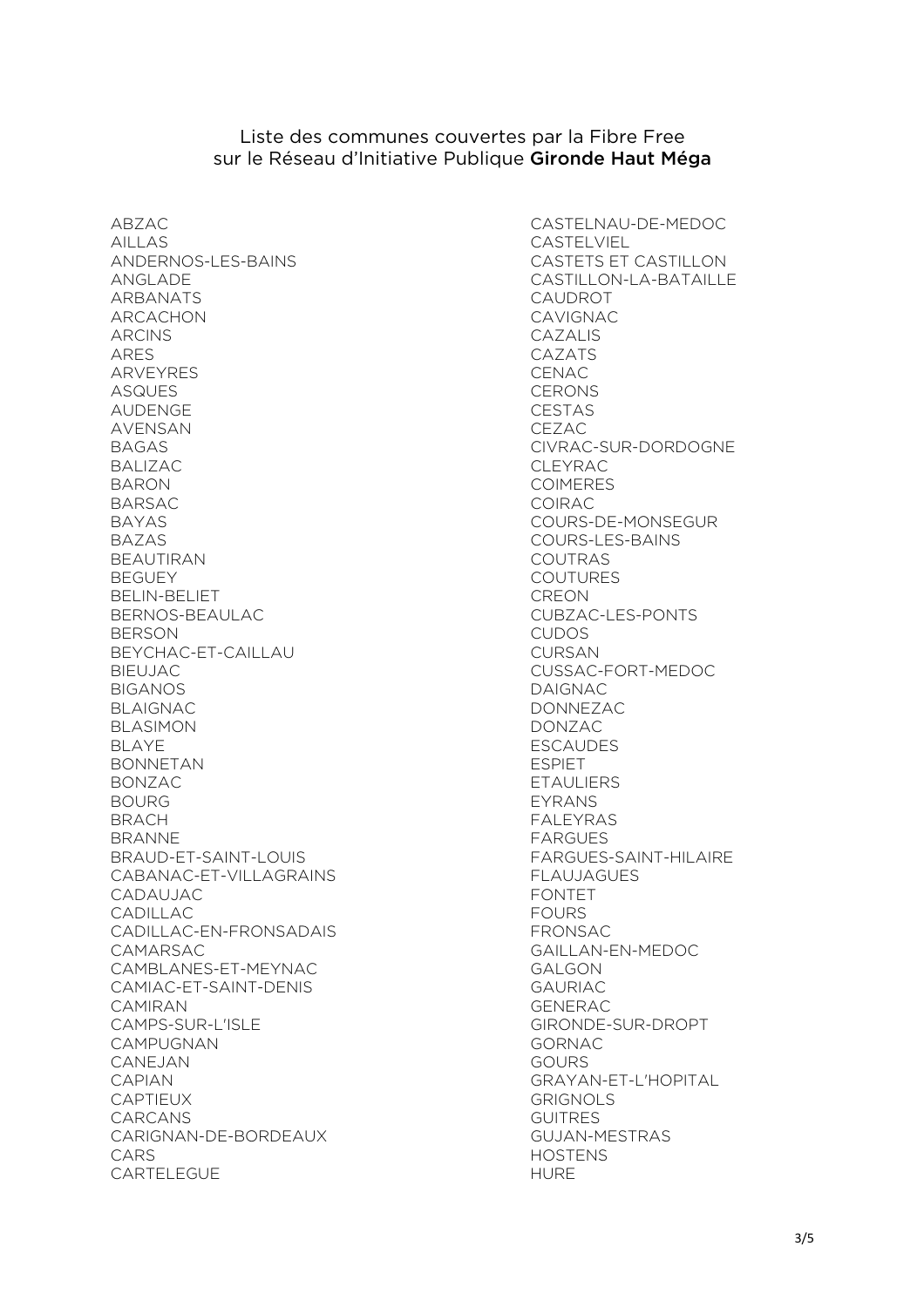Liste des communes couvertes par la Fibre Free
sur le Réseau d'Initiative Publique **Gironde Haut Méga**

ABZAC
AILLAS
ANDERNOS-LES-BAINS
ANGLADE
ARBANATS
ARCACHON
ARCINS
ARES
ARVEYRES
ASQUES
AUDENGE
AVENSAN
BAGAS
BALIZAC
BARON
BARSAC
BAYAS
BAZAS
BEAUTIRAN
BEGUEY
BELIN-BELIET
BERNOS-BEAULAC
BERSON
BEYCHAC-ET-CAILLAU
BIEUJAC
BIGANOS
BLAIGNAC
BLASIMON
BLAYE
BONNETAN
BONZAC
BOURG
BRACH
BRANNE
BRAUD-ET-SAINT-LOUIS
CABANAC-ET-VILLAGRAINS
CADAUJAC
CADILLAC
CADILLAC-EN-FRONSADAIS
CAMARSAC
CAMBLANES-ET-MEYNAC
CAMIAC-ET-SAINT-DENIS
CAMIRAN
CAMPS-SUR-L'ISLE
CAMPUGNAN
CANEJAN
CAPIAN
CAPTIEUX
CARCANS
CARIGNAN-DE-BORDEAUX
CARS
CARTELEGUE
CASTELNAU-DE-MEDOC
CASTELVIEL
CASTETS ET CASTILLON
CASTILLON-LA-BATAILLE
CAUDROT
CAVIGNAC
CAZALIS
CAZATS
CENAC
CERONS
CESTAS
CEZAC
CIVRAC-SUR-DORDOGNE
CLEYRAC
COIMERES
COIRAC
COURS-DE-MONSEGUR
COURS-LES-BAINS
COUTRAS
COUTURES
CREON
CUBZAC-LES-PONTS
CUDOS
CURSAN
CUSSAC-FORT-MEDOC
DAIGNAC
DONNEZAC
DONZAC
ESCAUDES
ESPIET
ETAULIERS
EYRANS
FALEYRAS
FARGUES
FARGUES-SAINT-HILAIRE
FLAUJAGUES
FONTET
FOURS
FRONSAC
GAILLAN-EN-MEDOC
GALGON
GAURIAC
GENERAC
GIRONDE-SUR-DROPT
GORNAC
GOURS
GRAYAN-ET-L'HOPITAL
GRIGNOLS
GUITRES
GUJAN-MESTRAS
HOSTENS
HURE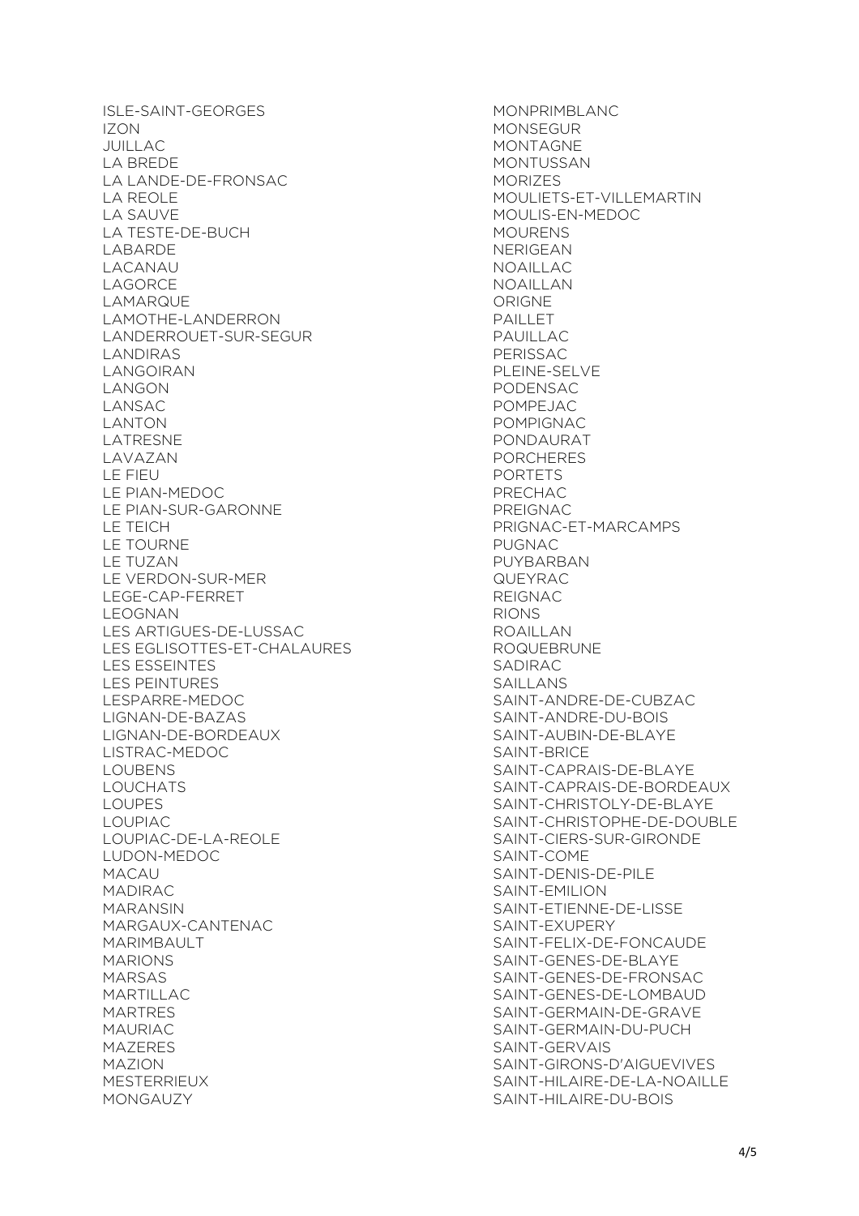ISLE-SAINT-GEORGES
IZON
JUILLAC
LA BREDE
LA LANDE-DE-FRONSAC
LA REOLE
LA SAUVE
LA TESTE-DE-BUCH
LABARDE
LACANAU
LAGORCE
LAMARQUE
LAMOTHE-LANDERRON
LANDERROUET-SUR-SEGUR
LANDIRAS
LANGOIRAN
LANGON
LANSAC
LANTON
LATRESNE
LAVAZAN
LE FIEU
LE PIAN-MEDOC
LE PIAN-SUR-GARONNE
LE TEICH
LE TOURNE
LE TUZAN
LE VERDON-SUR-MER
LEGE-CAP-FERRET
LEOGNAN
LES ARTIGUES-DE-LUSSAC
LES EGLISOTTES-ET-CHALAURES
LES ESSEINTES
LES PEINTURES
LESPARRE-MEDOC
LIGNAN-DE-BAZAS
LIGNAN-DE-BORDEAUX
LISTRAC-MEDOC
LOUBENS
LOUCHATS
LOUPES
LOUPIAC
LOUPIAC-DE-LA-REOLE
LUDON-MEDOC
MACAU
MADIRAC
MARANSIN
MARGAUX-CANTENAC
MARIMBAULT
MARIONS
MARSAS
MARTILLAC
MARTRES
MAURIAC
MAZERES
MAZION
MESTERRIEUX
MONGAUZY
MONPRIMBLANC
MONSEGUR
MONTAGNE
MONTUSSAN
MORIZES
MOULIETS-ET-VILLEMARTIN
MOULIS-EN-MEDOC
MOURENS
NERIGEAN
NOAILLAC
NOAILLAN
ORIGNE
PAILLET
PAUILLAC
PERISSAC
PLEINE-SELVE
PODENSAC
POMPEJAC
POMPIGNAC
PONDAURAT
PORCHERES
PORTETS
PRECHAC
PREIGNAC
PRIGNAC-ET-MARCAMPS
PUGNAC
PUYBARBAN
QUEYRAC
REIGNAC
RIONS
ROAILLAN
ROQUEBRUNE
SADIRAC
SAILLANS
SAINT-ANDRE-DE-CUBZAC
SAINT-ANDRE-DU-BOIS
SAINT-AUBIN-DE-BLAYE
SAINT-BRICE
SAINT-CAPRAIS-DE-BLAYE
SAINT-CAPRAIS-DE-BORDEAUX
SAINT-CHRISTOLY-DE-BLAYE
SAINT-CHRISTOPHE-DE-DOUBLE
SAINT-CIERS-SUR-GIRONDE
SAINT-COME
SAINT-DENIS-DE-PILE
SAINT-EMILION
SAINT-ETIENNE-DE-LISSE
SAINT-EXUPERY
SAINT-FELIX-DE-FONCAUDE
SAINT-GENES-DE-BLAYE
SAINT-GENES-DE-FRONSAC
SAINT-GENES-DE-LOMBAUD
SAINT-GERMAIN-DE-GRAVE
SAINT-GERMAIN-DU-PUCH
SAINT-GERVAIS
SAINT-GIRONS-D'AIGUEVIVES
SAINT-HILAIRE-DE-LA-NOAILLE
SAINT-HILAIRE-DU-BOIS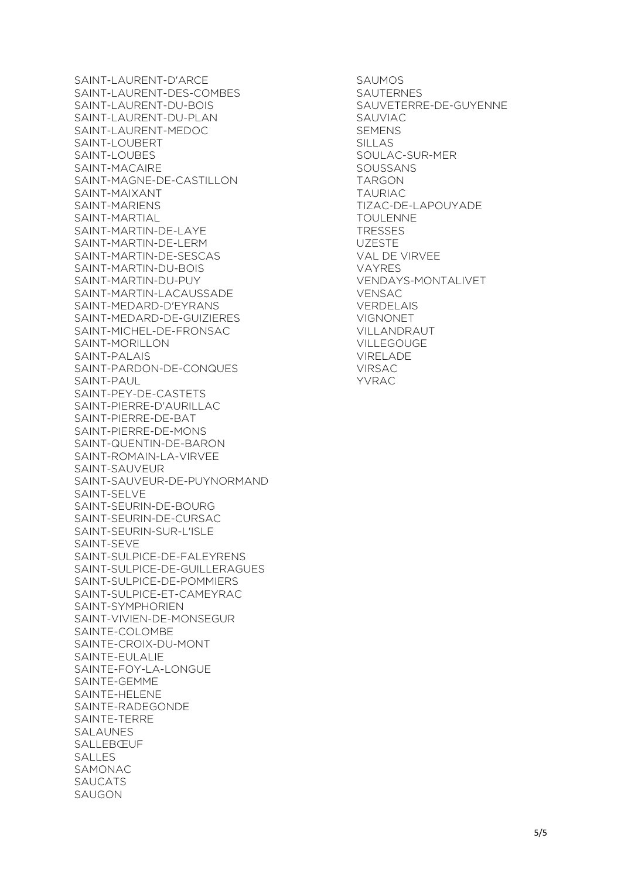SAINT-LAURENT-D'ARCE
SAINT-LAURENT-DES-COMBES
SAINT-LAURENT-DU-BOIS
SAINT-LAURENT-DU-PLAN
SAINT-LAURENT-MEDOC
SAINT-LOUBERT
SAINT-LOUBES
SAINT-MACAIRE
SAINT-MAGNE-DE-CASTILLON
SAINT-MAIXANT
SAINT-MARIENS
SAINT-MARTIAL
SAINT-MARTIN-DE-LAYE
SAINT-MARTIN-DE-LERM
SAINT-MARTIN-DE-SESCAS
SAINT-MARTIN-DU-BOIS
SAINT-MARTIN-DU-PUY
SAINT-MARTIN-LACAUSSADE
SAINT-MEDARD-D'EYRANS
SAINT-MEDARD-DE-GUIZIERES
SAINT-MICHEL-DE-FRONSAC
SAINT-MORILLON
SAINT-PALAIS
SAINT-PARDON-DE-CONQUES
SAINT-PAUL
SAINT-PEY-DE-CASTETS
SAINT-PIERRE-D'AURILLAC
SAINT-PIERRE-DE-BAT
SAINT-PIERRE-DE-MONS
SAINT-QUENTIN-DE-BARON
SAINT-ROMAIN-LA-VIRVEE
SAINT-SAUVEUR
SAINT-SAUVEUR-DE-PUYNORMAND
SAINT-SELVE
SAINT-SEURIN-DE-BOURG
SAINT-SEURIN-DE-CURSAC
SAINT-SEURIN-SUR-L'ISLE
SAINT-SEVE
SAINT-SULPICE-DE-FALEYRENS
SAINT-SULPICE-DE-GUILLERAGUES
SAINT-SULPICE-DE-POMMIERS
SAINT-SULPICE-ET-CAMEYRAC
SAINT-SYMPHORIEN
SAINT-VIVIEN-DE-MONSEGUR
SAINTE-COLOMBE
SAINTE-CROIX-DU-MONT
SAINTE-EULALIE
SAINTE-FOY-LA-LONGUE
SAINTE-GEMME
SAINTE-HELENE
SAINTE-RADEGONDE
SAINTE-TERRE
SALAUNES
SALLEBŒUF
SALLES
SAMONAC
SAUCATS
SAUGON
SAUMOS
SAUTERNES
SAUVETERRE-DE-GUYENNE
SAUVIAC
SEMENS
SILLAS
SOULAC-SUR-MER
SOUSSANS
TARGON
TAURIAC
TIZAC-DE-LAPOUYADE
TOULENNE
TRESSES
UZESTE
VAL DE VIRVEE
VAYRES
VENDAYS-MONTALIVET
VENSAC
VERDELAIS
VIGNONET
VILLANDRAUT
VILLEGOUGE
VIRELADE
VIRSAC
YVRAC